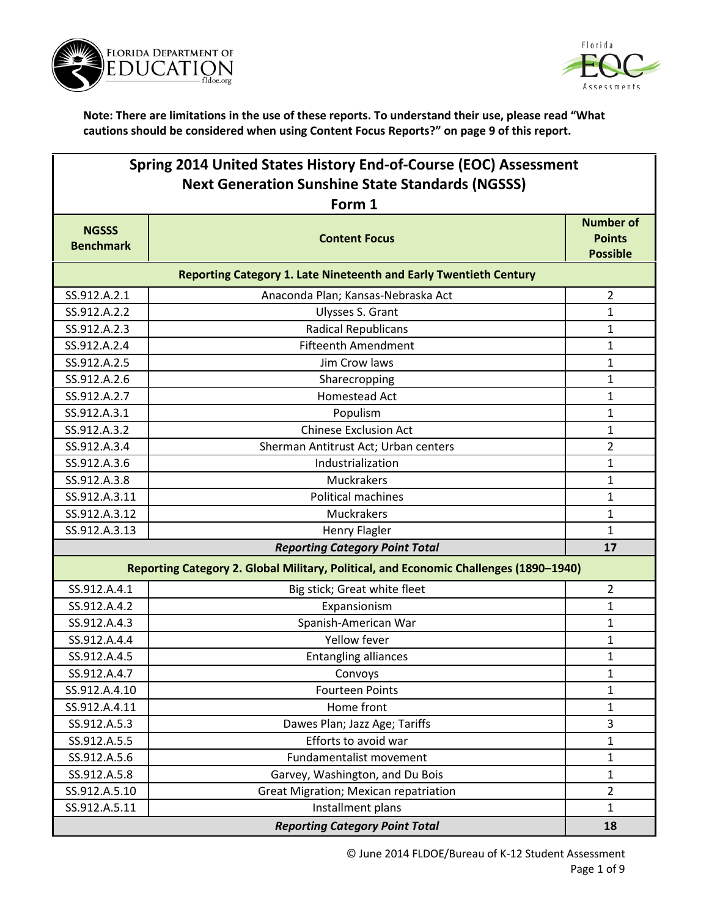**Note: There are limitations in the use of these reports. To understand their use, please read "What cautions should be considered when using Content Focus Reports?" on page 9 of this report.**

## Spring 2014 United States History End-of-Course (EOC) Assessment
## Next Generation Sunshine State Standards (NGSSS)
## Form 1

| NGSSS Benchmark | Content Focus | Number of Points Possible |
|---|---|---|
| **Reporting Category 1. Late Nineteenth and Early Twentieth Century** | | |
| SS.912.A.2.1 | Anaconda Plan; Kansas-Nebraska Act | 2 |
| SS.912.A.2.2 | Ulysses S. Grant | 1 |
| SS.912.A.2.3 | Radical Republicans | 1 |
| SS.912.A.2.4 | Fifteenth Amendment | 1 |
| SS.912.A.2.5 | Jim Crow laws | 1 |
| SS.912.A.2.6 | Sharecropping | 1 |
| SS.912.A.2.7 | Homestead Act | 1 |
| SS.912.A.3.1 | Populism | 1 |
| SS.912.A.3.2 | Chinese Exclusion Act | 1 |
| SS.912.A.3.4 | Sherman Antitrust Act; Urban centers | 2 |
| SS.912.A.3.6 | Industrialization | 1 |
| SS.912.A.3.8 | Muckrakers | 1 |
| SS.912.A.3.11 | Political machines | 1 |
| SS.912.A.3.12 | Muckrakers | 1 |
| SS.912.A.3.13 | Henry Flagler | 1 |
| ***Reporting Category Point Total*** | | **17** |
| **Reporting Category 2. Global Military, Political, and Economic Challenges (1890–1940)** | | |
| SS.912.A.4.1 | Big stick; Great white fleet | 2 |
| SS.912.A.4.2 | Expansionism | 1 |
| SS.912.A.4.3 | Spanish-American War | 1 |
| SS.912.A.4.4 | Yellow fever | 1 |
| SS.912.A.4.5 | Entangling alliances | 1 |
| SS.912.A.4.7 | Convoys | 1 |
| SS.912.A.4.10 | Fourteen Points | 1 |
| SS.912.A.4.11 | Home front | 1 |
| SS.912.A.5.3 | Dawes Plan; Jazz Age; Tariffs | 3 |
| SS.912.A.5.5 | Efforts to avoid war | 1 |
| SS.912.A.5.6 | Fundamentalist movement | 1 |
| SS.912.A.5.8 | Garvey, Washington, and Du Bois | 1 |
| SS.912.A.5.10 | Great Migration; Mexican repatriation | 2 |
| SS.912.A.5.11 | Installment plans | 1 |
| ***Reporting Category Point Total*** | | **18** |

© June 2014 FLDOE/Bureau of K-12 Student Assessment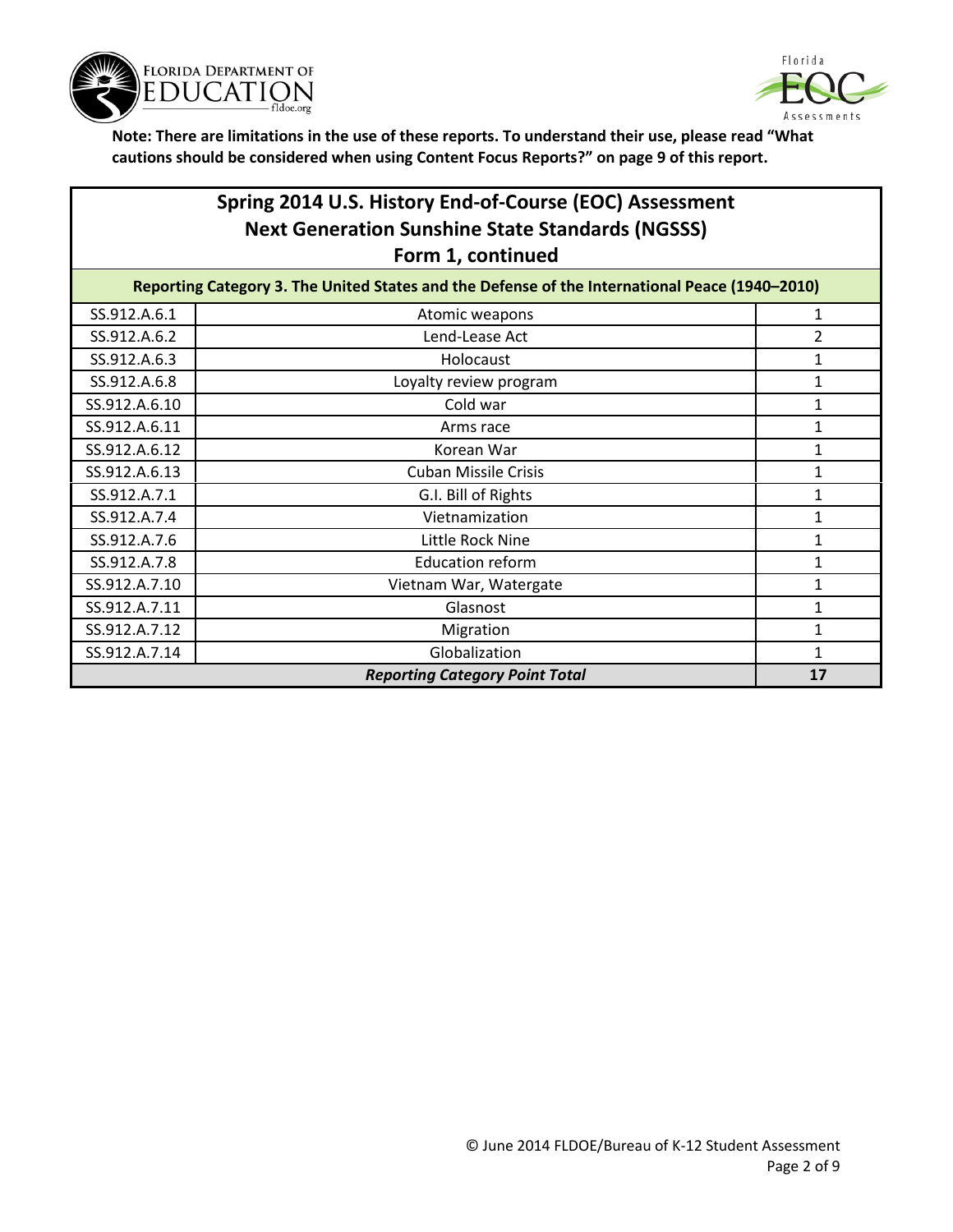**Note: There are limitations in the use of these reports. To understand their use, please read "What cautions should be considered when using Content Focus Reports?" on page 9 of this report.**

## Spring 2014 U.S. History End-of-Course (EOC) Assessment
## Next Generation Sunshine State Standards (NGSSS)
## Form 1, continued

| Reporting Category 3. The United States and the Defense of the International Peace (1940–2010) | | |
|---|---|---|
| SS.912.A.6.1 | Atomic weapons | 1 |
| SS.912.A.6.2 | Lend-Lease Act | 2 |
| SS.912.A.6.3 | Holocaust | 1 |
| SS.912.A.6.8 | Loyalty review program | 1 |
| SS.912.A.6.10 | Cold war | 1 |
| SS.912.A.6.11 | Arms race | 1 |
| SS.912.A.6.12 | Korean War | 1 |
| SS.912.A.6.13 | Cuban Missile Crisis | 1 |
| SS.912.A.7.1 | G.I. Bill of Rights | 1 |
| SS.912.A.7.4 | Vietnamization | 1 |
| SS.912.A.7.6 | Little Rock Nine | 1 |
| SS.912.A.7.8 | Education reform | 1 |
| SS.912.A.7.10 | Vietnam War, Watergate | 1 |
| SS.912.A.7.11 | Glasnost | 1 |
| SS.912.A.7.12 | Migration | 1 |
| SS.912.A.7.14 | Globalization | 1 |
| ***Reporting Category Point Total*** | | **17** |

© June 2014 FLDOE/Bureau of K-12 Student Assessment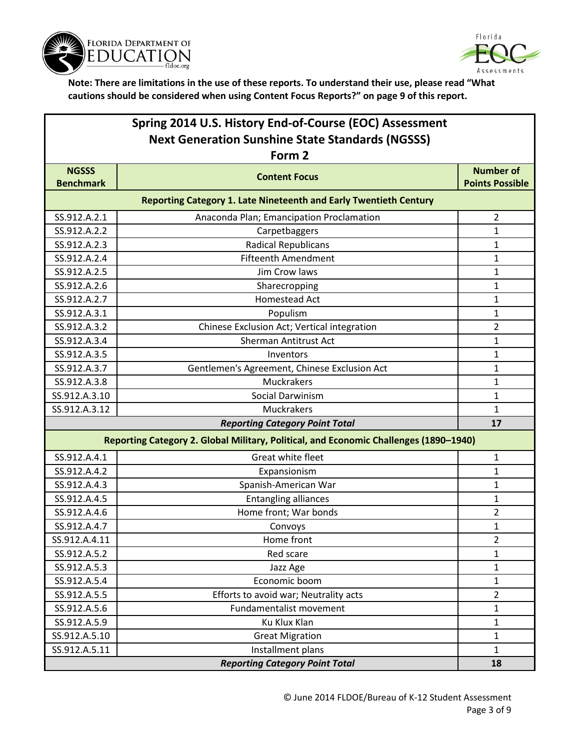**Note: There are limitations in the use of these reports. To understand their use, please read "What cautions should be considered when using Content Focus Reports?" on page 9 of this report.**

## Spring 2014 U.S. History End-of-Course (EOC) Assessment
## Next Generation Sunshine State Standards (NGSSS)
## Form 2

| NGSSS Benchmark | Content Focus | Number of Points Possible |
|---|---|---|
| **Reporting Category 1. Late Nineteenth and Early Twentieth Century** | | |
| SS.912.A.2.1 | Anaconda Plan; Emancipation Proclamation | 2 |
| SS.912.A.2.2 | Carpetbaggers | 1 |
| SS.912.A.2.3 | Radical Republicans | 1 |
| SS.912.A.2.4 | Fifteenth Amendment | 1 |
| SS.912.A.2.5 | Jim Crow laws | 1 |
| SS.912.A.2.6 | Sharecropping | 1 |
| SS.912.A.2.7 | Homestead Act | 1 |
| SS.912.A.3.1 | Populism | 1 |
| SS.912.A.3.2 | Chinese Exclusion Act; Vertical integration | 2 |
| SS.912.A.3.4 | Sherman Antitrust Act | 1 |
| SS.912.A.3.5 | Inventors | 1 |
| SS.912.A.3.7 | Gentlemen's Agreement, Chinese Exclusion Act | 1 |
| SS.912.A.3.8 | Muckrakers | 1 |
| SS.912.A.3.10 | Social Darwinism | 1 |
| SS.912.A.3.12 | Muckrakers | 1 |
| ***Reporting Category Point Total*** | | **17** |
| **Reporting Category 2. Global Military, Political, and Economic Challenges (1890–1940)** | | |
| SS.912.A.4.1 | Great white fleet | 1 |
| SS.912.A.4.2 | Expansionism | 1 |
| SS.912.A.4.3 | Spanish-American War | 1 |
| SS.912.A.4.5 | Entangling alliances | 1 |
| SS.912.A.4.6 | Home front; War bonds | 2 |
| SS.912.A.4.7 | Convoys | 1 |
| SS.912.A.4.11 | Home front | 2 |
| SS.912.A.5.2 | Red scare | 1 |
| SS.912.A.5.3 | Jazz Age | 1 |
| SS.912.A.5.4 | Economic boom | 1 |
| SS.912.A.5.5 | Efforts to avoid war; Neutrality acts | 2 |
| SS.912.A.5.6 | Fundamentalist movement | 1 |
| SS.912.A.5.9 | Ku Klux Klan | 1 |
| SS.912.A.5.10 | Great Migration | 1 |
| SS.912.A.5.11 | Installment plans | 1 |
| ***Reporting Category Point Total*** | | **18** |

© June 2014 FLDOE/Bureau of K-12 Student Assessment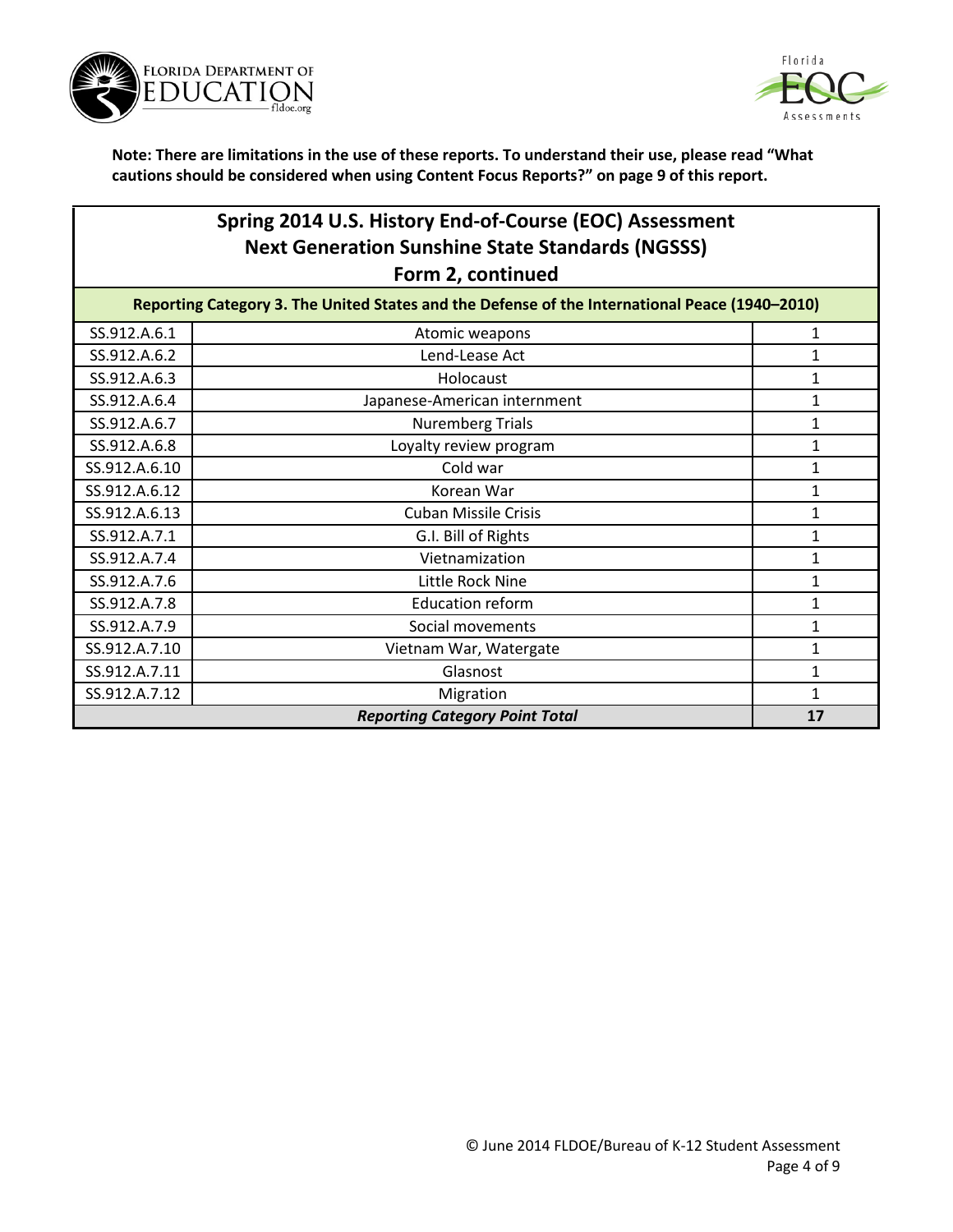**Note: There are limitations in the use of these reports. To understand their use, please read "What cautions should be considered when using Content Focus Reports?" on page 9 of this report.**

## Spring 2014 U.S. History End-of-Course (EOC) Assessment
## Next Generation Sunshine State Standards (NGSSS)
## Form 2, continued

| Reporting Category 3. The United States and the Defense of the International Peace (1940–2010) | | |
|---|---|---|
| SS.912.A.6.1 | Atomic weapons | 1 |
| SS.912.A.6.2 | Lend-Lease Act | 1 |
| SS.912.A.6.3 | Holocaust | 1 |
| SS.912.A.6.4 | Japanese-American internment | 1 |
| SS.912.A.6.7 | Nuremberg Trials | 1 |
| SS.912.A.6.8 | Loyalty review program | 1 |
| SS.912.A.6.10 | Cold war | 1 |
| SS.912.A.6.12 | Korean War | 1 |
| SS.912.A.6.13 | Cuban Missile Crisis | 1 |
| SS.912.A.7.1 | G.I. Bill of Rights | 1 |
| SS.912.A.7.4 | Vietnamization | 1 |
| SS.912.A.7.6 | Little Rock Nine | 1 |
| SS.912.A.7.8 | Education reform | 1 |
| SS.912.A.7.9 | Social movements | 1 |
| SS.912.A.7.10 | Vietnam War, Watergate | 1 |
| SS.912.A.7.11 | Glasnost | 1 |
| SS.912.A.7.12 | Migration | 1 |
| ***Reporting Category Point Total*** | | **17** |

© June 2014 FLDOE/Bureau of K-12 Student Assessment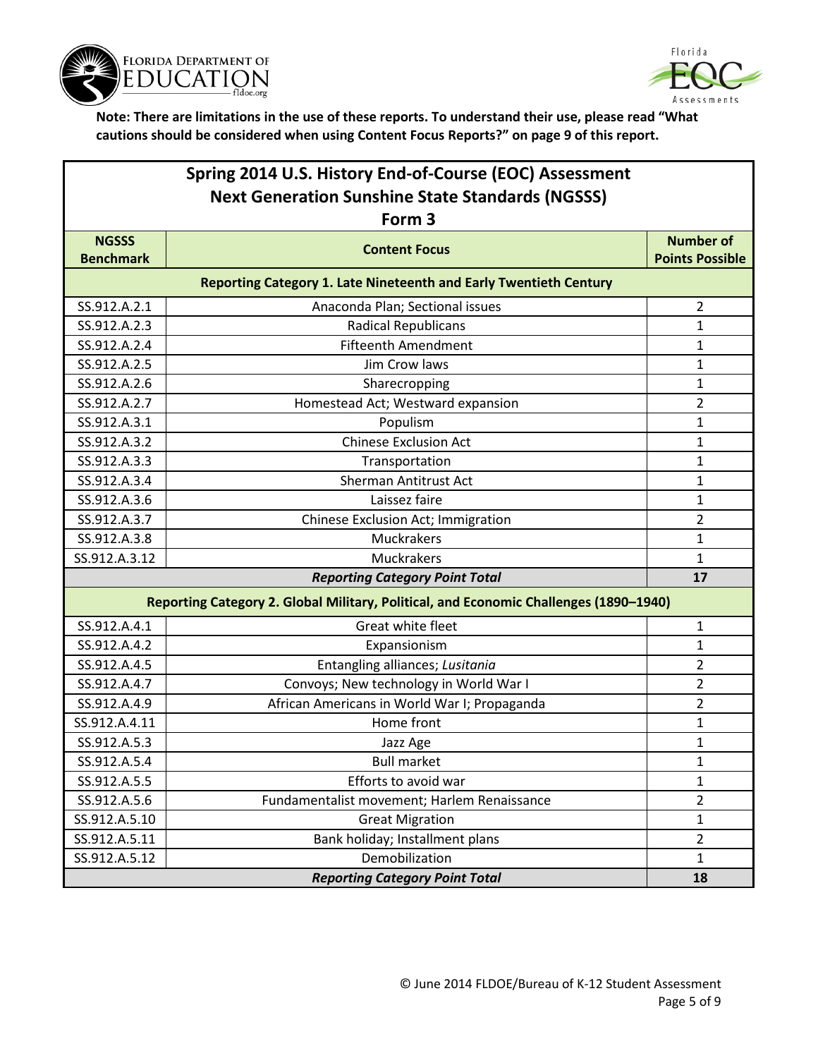**Note: There are limitations in the use of these reports. To understand their use, please read "What cautions should be considered when using Content Focus Reports?" on page 9 of this report.**

## Spring 2014 U.S. History End-of-Course (EOC) Assessment
## Next Generation Sunshine State Standards (NGSSS)
## Form 3

| NGSSS Benchmark | Content Focus | Number of Points Possible |
|---|---|---|
| **Reporting Category 1. Late Nineteenth and Early Twentieth Century** | | |
| SS.912.A.2.1 | Anaconda Plan; Sectional issues | 2 |
| SS.912.A.2.3 | Radical Republicans | 1 |
| SS.912.A.2.4 | Fifteenth Amendment | 1 |
| SS.912.A.2.5 | Jim Crow laws | 1 |
| SS.912.A.2.6 | Sharecropping | 1 |
| SS.912.A.2.7 | Homestead Act; Westward expansion | 2 |
| SS.912.A.3.1 | Populism | 1 |
| SS.912.A.3.2 | Chinese Exclusion Act | 1 |
| SS.912.A.3.3 | Transportation | 1 |
| SS.912.A.3.4 | Sherman Antitrust Act | 1 |
| SS.912.A.3.6 | Laissez faire | 1 |
| SS.912.A.3.7 | Chinese Exclusion Act; Immigration | 2 |
| SS.912.A.3.8 | Muckrakers | 1 |
| SS.912.A.3.12 | Muckrakers | 1 |
| | ***Reporting Category Point Total*** | **17** |
| **Reporting Category 2. Global Military, Political, and Economic Challenges (1890–1940)** | | |
| SS.912.A.4.1 | Great white fleet | 1 |
| SS.912.A.4.2 | Expansionism | 1 |
| SS.912.A.4.5 | Entangling alliances; *Lusitania* | 2 |
| SS.912.A.4.7 | Convoys; New technology in World War I | 2 |
| SS.912.A.4.9 | African Americans in World War I; Propaganda | 2 |
| SS.912.A.4.11 | Home front | 1 |
| SS.912.A.5.3 | Jazz Age | 1 |
| SS.912.A.5.4 | Bull market | 1 |
| SS.912.A.5.5 | Efforts to avoid war | 1 |
| SS.912.A.5.6 | Fundamentalist movement; Harlem Renaissance | 2 |
| SS.912.A.5.10 | Great Migration | 1 |
| SS.912.A.5.11 | Bank holiday; Installment plans | 2 |
| SS.912.A.5.12 | Demobilization | 1 |
| | ***Reporting Category Point Total*** | **18** |

© June 2014 FLDOE/Bureau of K-12 Student Assessment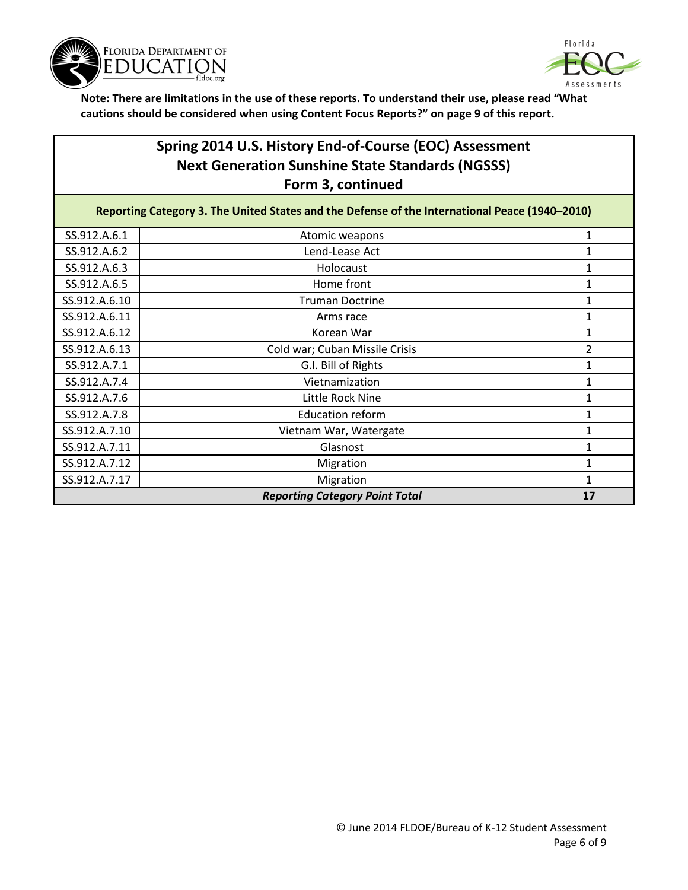**Note: There are limitations in the use of these reports. To understand their use, please read "What cautions should be considered when using Content Focus Reports?" on page 9 of this report.**

## Spring 2014 U.S. History End-of-Course (EOC) Assessment Next Generation Sunshine State Standards (NGSSS) Form 3, continued

| Reporting Category 3. The United States and the Defense of the International Peace (1940–2010) | | |
|---|---|---|
| SS.912.A.6.1 | Atomic weapons | 1 |
| SS.912.A.6.2 | Lend-Lease Act | 1 |
| SS.912.A.6.3 | Holocaust | 1 |
| SS.912.A.6.5 | Home front | 1 |
| SS.912.A.6.10 | Truman Doctrine | 1 |
| SS.912.A.6.11 | Arms race | 1 |
| SS.912.A.6.12 | Korean War | 1 |
| SS.912.A.6.13 | Cold war; Cuban Missile Crisis | 2 |
| SS.912.A.7.1 | G.I. Bill of Rights | 1 |
| SS.912.A.7.4 | Vietnamization | 1 |
| SS.912.A.7.6 | Little Rock Nine | 1 |
| SS.912.A.7.8 | Education reform | 1 |
| SS.912.A.7.10 | Vietnam War, Watergate | 1 |
| SS.912.A.7.11 | Glasnost | 1 |
| SS.912.A.7.12 | Migration | 1 |
| SS.912.A.7.17 | Migration | 1 |
| ***Reporting Category Point Total*** | | **17** |

© June 2014 FLDOE/Bureau of K-12 Student Assessment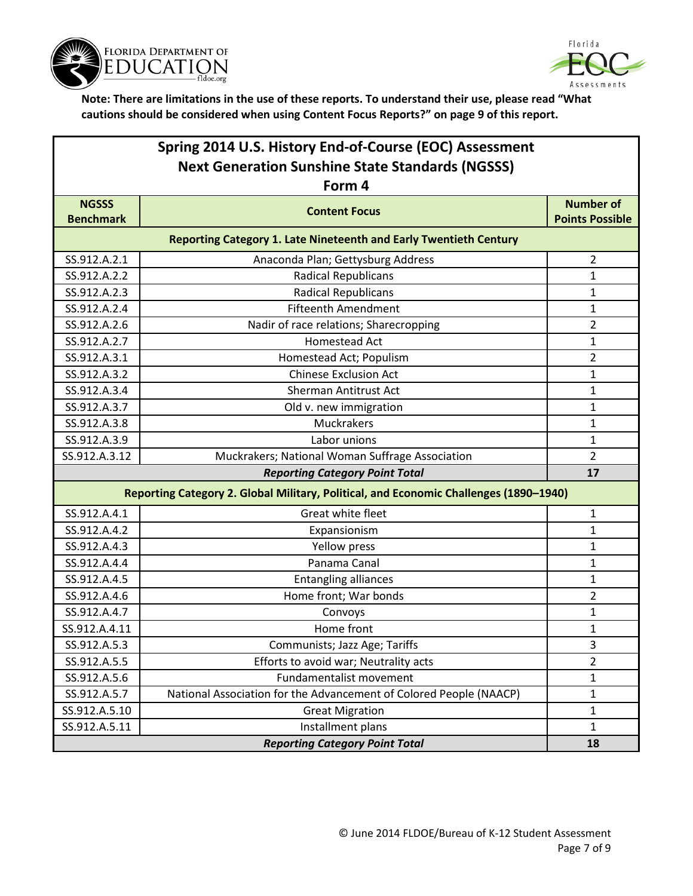**Note: There are limitations in the use of these reports. To understand their use, please read "What cautions should be considered when using Content Focus Reports?" on page 9 of this report.**

| Spring 2014 U.S. History End-of-Course (EOC) Assessment<br>Next Generation Sunshine State Standards (NGSSS)<br>Form 4 | | |
|---|---|---|
| **NGSSS Benchmark** | **Content Focus** | **Number of Points Possible** |
| **Reporting Category 1. Late Nineteenth and Early Twentieth Century** | | |
| SS.912.A.2.1 | Anaconda Plan; Gettysburg Address | 2 |
| SS.912.A.2.2 | Radical Republicans | 1 |
| SS.912.A.2.3 | Radical Republicans | 1 |
| SS.912.A.2.4 | Fifteenth Amendment | 1 |
| SS.912.A.2.6 | Nadir of race relations; Sharecropping | 2 |
| SS.912.A.2.7 | Homestead Act | 1 |
| SS.912.A.3.1 | Homestead Act; Populism | 2 |
| SS.912.A.3.2 | Chinese Exclusion Act | 1 |
| SS.912.A.3.4 | Sherman Antitrust Act | 1 |
| SS.912.A.3.7 | Old v. new immigration | 1 |
| SS.912.A.3.8 | Muckrakers | 1 |
| SS.912.A.3.9 | Labor unions | 1 |
| SS.912.A.3.12 | Muckrakers; National Woman Suffrage Association | 2 |
| | ***Reporting Category Point Total*** | **17** |
| **Reporting Category 2. Global Military, Political, and Economic Challenges (1890–1940)** | | |
| SS.912.A.4.1 | Great white fleet | 1 |
| SS.912.A.4.2 | Expansionism | 1 |
| SS.912.A.4.3 | Yellow press | 1 |
| SS.912.A.4.4 | Panama Canal | 1 |
| SS.912.A.4.5 | Entangling alliances | 1 |
| SS.912.A.4.6 | Home front; War bonds | 2 |
| SS.912.A.4.7 | Convoys | 1 |
| SS.912.A.4.11 | Home front | 1 |
| SS.912.A.5.3 | Communists; Jazz Age; Tariffs | 3 |
| SS.912.A.5.5 | Efforts to avoid war; Neutrality acts | 2 |
| SS.912.A.5.6 | Fundamentalist movement | 1 |
| SS.912.A.5.7 | National Association for the Advancement of Colored People (NAACP) | 1 |
| SS.912.A.5.10 | Great Migration | 1 |
| SS.912.A.5.11 | Installment plans | 1 |
| | ***Reporting Category Point Total*** | **18** |

© June 2014 FLDOE/Bureau of K-12 Student Assessment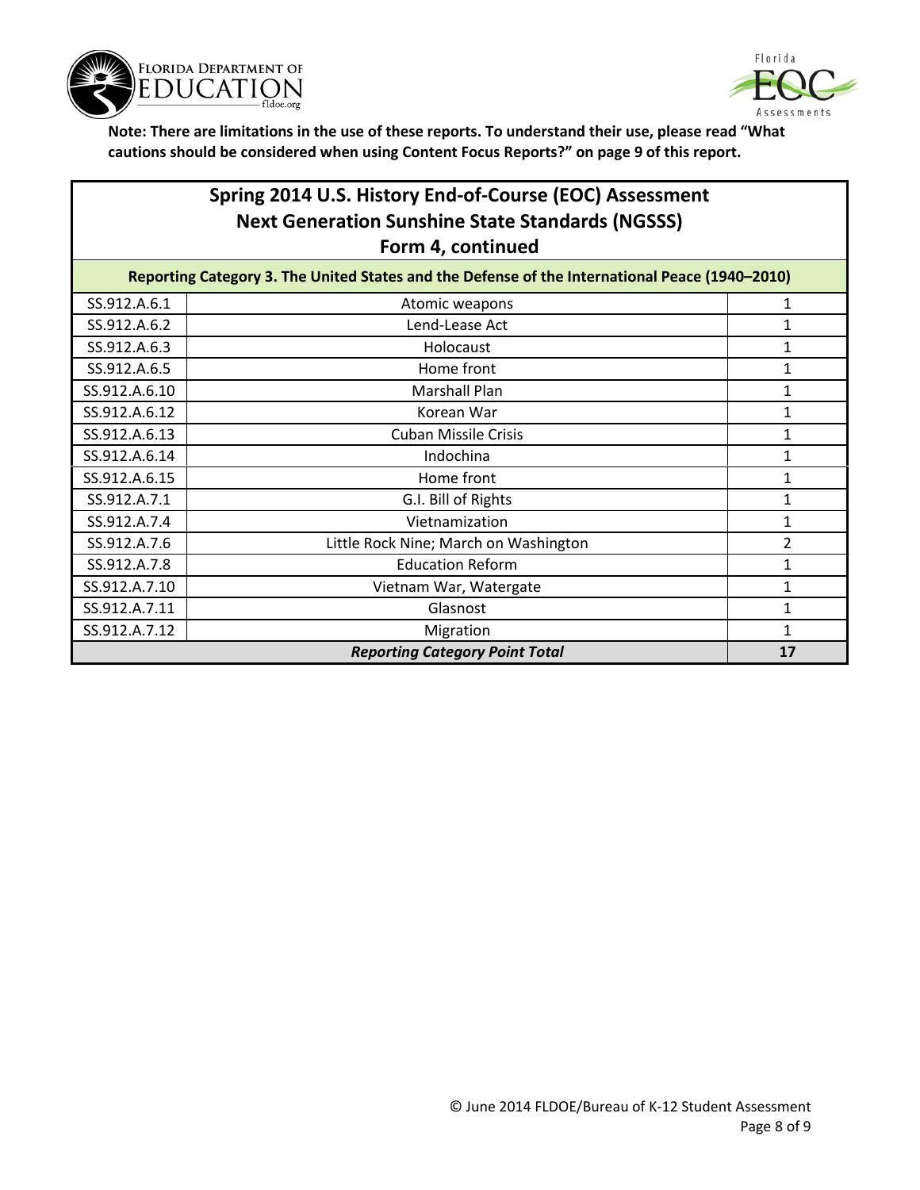**Note: There are limitations in the use of these reports. To understand their use, please read "What cautions should be considered when using Content Focus Reports?" on page 9 of this report.**

## Spring 2014 U.S. History End-of-Course (EOC) Assessment Next Generation Sunshine State Standards (NGSSS) Form 4, continued

| Reporting Category 3. The United States and the Defense of the International Peace (1940–2010) | | |
|---|---|---|
| SS.912.A.6.1 | Atomic weapons | 1 |
| SS.912.A.6.2 | Lend-Lease Act | 1 |
| SS.912.A.6.3 | Holocaust | 1 |
| SS.912.A.6.5 | Home front | 1 |
| SS.912.A.6.10 | Marshall Plan | 1 |
| SS.912.A.6.12 | Korean War | 1 |
| SS.912.A.6.13 | Cuban Missile Crisis | 1 |
| SS.912.A.6.14 | Indochina | 1 |
| SS.912.A.6.15 | Home front | 1 |
| SS.912.A.7.1 | G.I. Bill of Rights | 1 |
| SS.912.A.7.4 | Vietnamization | 1 |
| SS.912.A.7.6 | Little Rock Nine; March on Washington | 2 |
| SS.912.A.7.8 | Education Reform | 1 |
| SS.912.A.7.10 | Vietnam War, Watergate | 1 |
| SS.912.A.7.11 | Glasnost | 1 |
| SS.912.A.7.12 | Migration | 1 |
| ***Reporting Category Point Total*** | | **17** |

© June 2014 FLDOE/Bureau of K-12 Student Assessment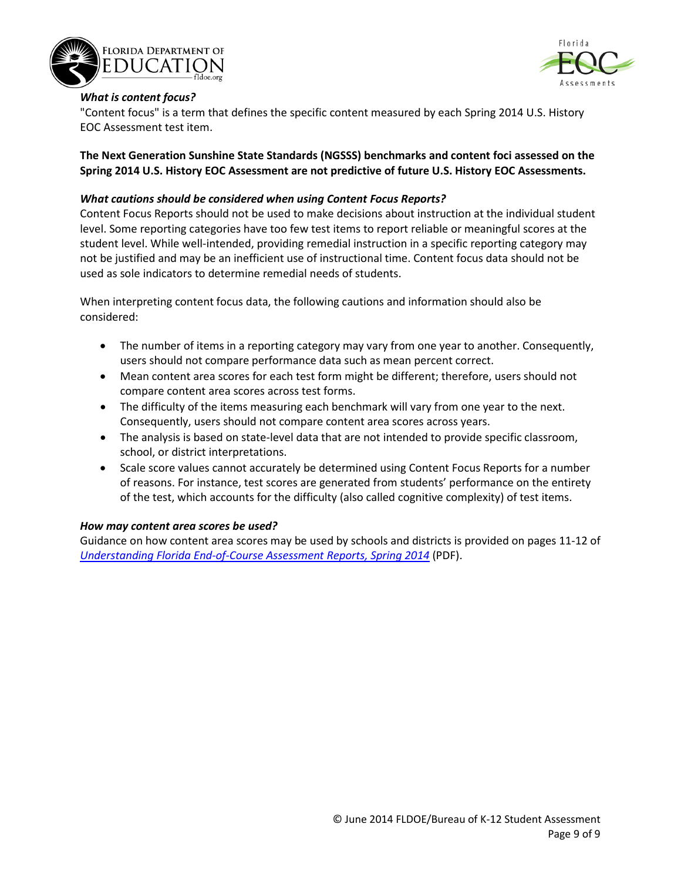***What is content focus?***

"Content focus" is a term that defines the specific content measured by each Spring 2014 U.S. History EOC Assessment test item.

**The Next Generation Sunshine State Standards (NGSSS) benchmarks and content foci assessed on the Spring 2014 U.S. History EOC Assessment are not predictive of future U.S. History EOC Assessments.**

***What cautions should be considered when using Content Focus Reports?***

Content Focus Reports should not be used to make decisions about instruction at the individual student level. Some reporting categories have too few test items to report reliable or meaningful scores at the student level. While well-intended, providing remedial instruction in a specific reporting category may not be justified and may be an inefficient use of instructional time. Content focus data should not be used as sole indicators to determine remedial needs of students.

When interpreting content focus data, the following cautions and information should also be considered:

- The number of items in a reporting category may vary from one year to another. Consequently, users should not compare performance data such as mean percent correct.
- Mean content area scores for each test form might be different; therefore, users should not compare content area scores across test forms.
- The difficulty of the items measuring each benchmark will vary from one year to the next. Consequently, users should not compare content area scores across years.
- The analysis is based on state-level data that are not intended to provide specific classroom, school, or district interpretations.
- Scale score values cannot accurately be determined using Content Focus Reports for a number of reasons. For instance, test scores are generated from students' performance on the entirety of the test, which accounts for the difficulty (also called cognitive complexity) of test items.

***How may content area scores be used?***

Guidance on how content area scores may be used by schools and districts is provided on pages 11-12 of *Understanding Florida End-of-Course Assessment Reports, Spring 2014* (PDF).

© June 2014 FLDOE/Bureau of K-12 Student Assessment